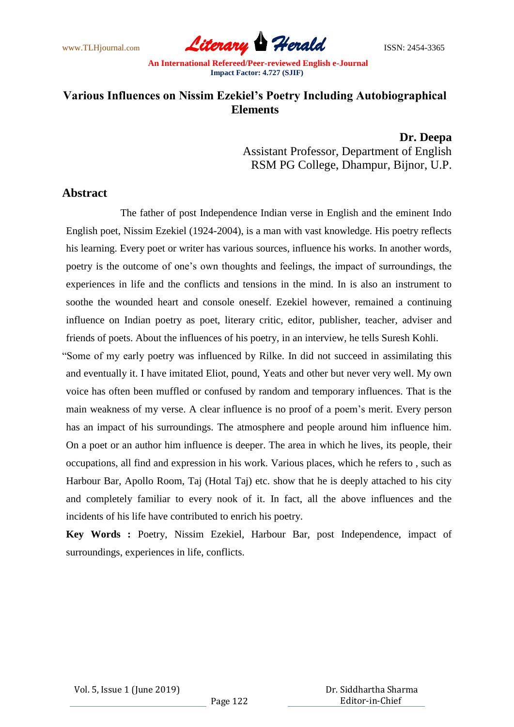# Various Influences on Nissim Ezekiel's Poetry Including Autobiographical Elements

**Dr. Deepa**
Assistant Professor, Department of English
RSM PG College, Dhampur, Bijnor, U.P.

## Abstract

The father of post Independence Indian verse in English and the eminent Indo English poet, Nissim Ezekiel (1924-2004), is a man with vast knowledge. His poetry reflects his learning. Every poet or writer has various sources, influence his works. In another words, poetry is the outcome of one's own thoughts and feelings, the impact of surroundings, the experiences in life and the conflicts and tensions in the mind. In is also an instrument to soothe the wounded heart and console oneself. Ezekiel however, remained a continuing influence on Indian poetry as poet, literary critic, editor, publisher, teacher, adviser and friends of poets. About the influences of his poetry, in an interview, he tells Suresh Kohli.

"Some of my early poetry was influenced by Rilke. In did not succeed in assimilating this and eventually it. I have imitated Eliot, pound, Yeats and other but never very well. My own voice has often been muffled or confused by random and temporary influences. That is the main weakness of my verse. A clear influence is no proof of a poem's merit. Every person has an impact of his surroundings. The atmosphere and people around him influence him. On a poet or an author him influence is deeper. The area in which he lives, its people, their occupations, all find and expression in his work. Various places, which he refers to , such as Harbour Bar, Apollo Room, Taj (Hotal Taj) etc. show that he is deeply attached to his city and completely familiar to every nook of it. In fact, all the above influences and the incidents of his life have contributed to enrich his poetry.

**Key Words :** Poetry, Nissim Ezekiel, Harbour Bar, post Independence, impact of surroundings, experiences in life, conflicts.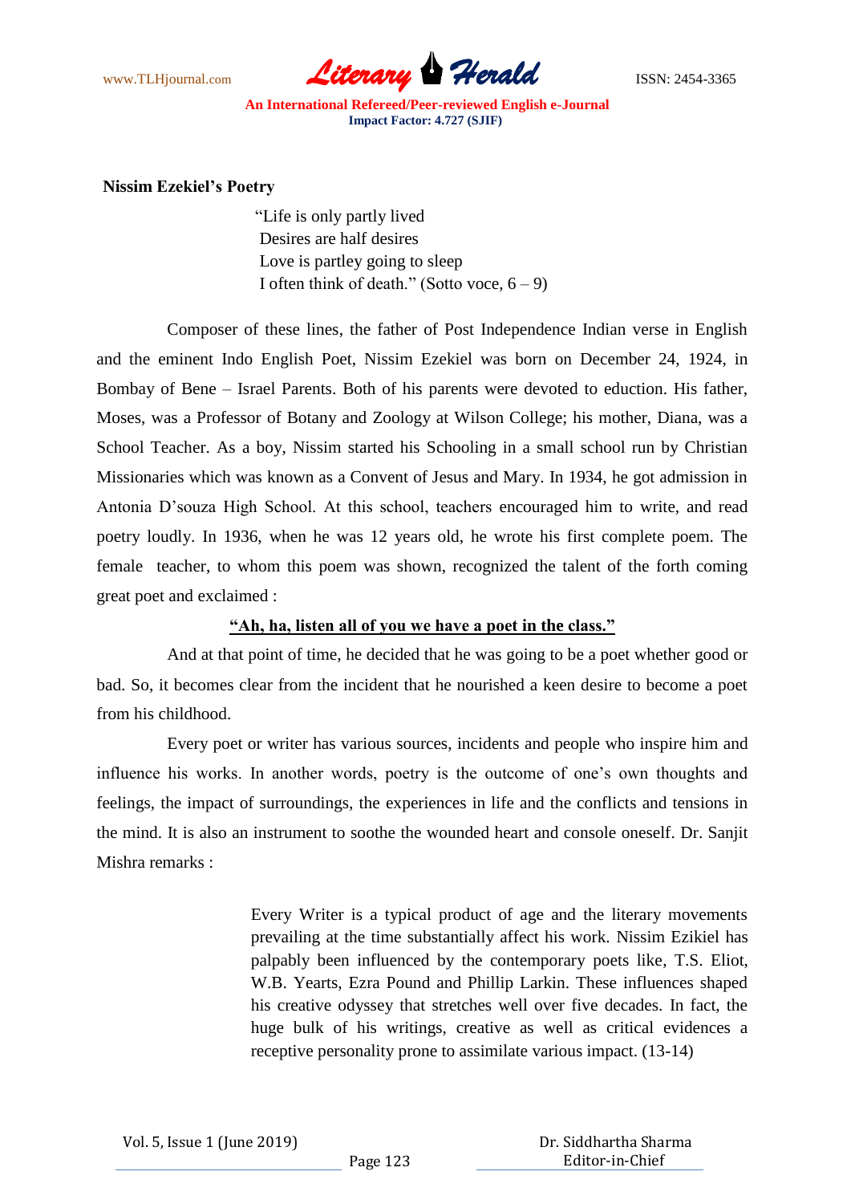**Nissim Ezekiel's Poetry**

> "Life is only partly lived
> Desires are half desires
> Love is partley going to sleep
> I often think of death." (Sotto voce, 6 – 9)

Composer of these lines, the father of Post Independence Indian verse in English and the eminent Indo English Poet, Nissim Ezekiel was born on December 24, 1924, in Bombay of Bene – Israel Parents. Both of his parents were devoted to eduction. His father, Moses, was a Professor of Botany and Zoology at Wilson College; his mother, Diana, was a School Teacher. As a boy, Nissim started his Schooling in a small school run by Christian Missionaries which was known as a Convent of Jesus and Mary. In 1934, he got admission in Antonia D'souza High School. At this school, teachers encouraged him to write, and read poetry loudly. In 1936, when he was 12 years old, he wrote his first complete poem. The female teacher, to whom this poem was shown, recognized the talent of the forth coming great poet and exclaimed :

**"Ah, ha, listen all of you we have a poet in the class."**

And at that point of time, he decided that he was going to be a poet whether good or bad. So, it becomes clear from the incident that he nourished a keen desire to become a poet from his childhood.

Every poet or writer has various sources, incidents and people who inspire him and influence his works. In another words, poetry is the outcome of one's own thoughts and feelings, the impact of surroundings, the experiences in life and the conflicts and tensions in the mind. It is also an instrument to soothe the wounded heart and console oneself. Dr. Sanjit Mishra remarks :

> Every Writer is a typical product of age and the literary movements prevailing at the time substantially affect his work. Nissim Ezikiel has palpably been influenced by the contemporary poets like, T.S. Eliot, W.B. Yearts, Ezra Pound and Phillip Larkin. These influences shaped his creative odyssey that stretches well over five decades. In fact, the huge bulk of his writings, creative as well as critical evidences a receptive personality prone to assimilate various impact. (13-14)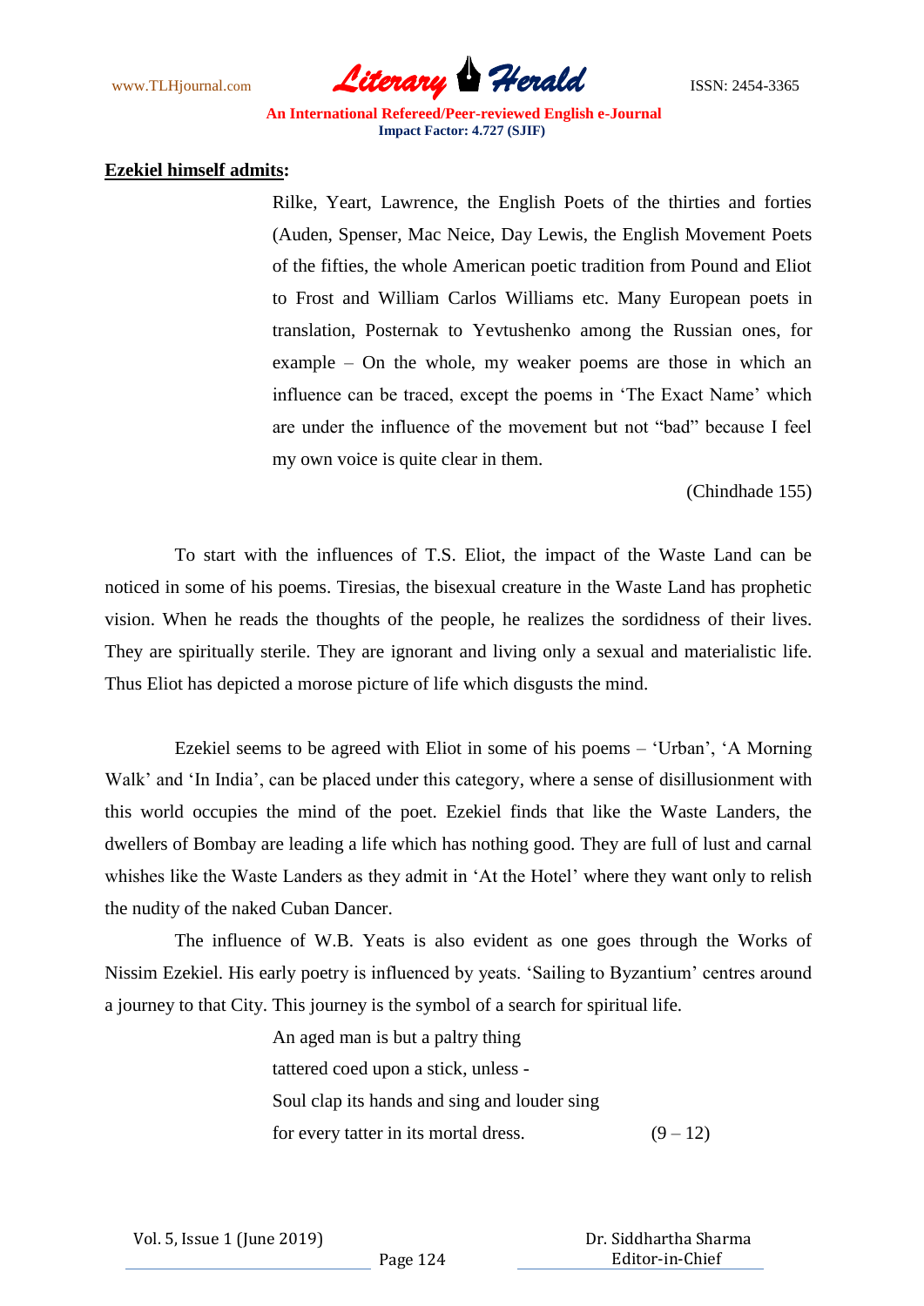**<u>Ezekiel himself admits</u>:**

> Rilke, Yeart, Lawrence, the English Poets of the thirties and forties (Auden, Spenser, Mac Neice, Day Lewis, the English Movement Poets of the fifties, the whole American poetic tradition from Pound and Eliot to Frost and William Carlos Williams etc. Many European poets in translation, Posternak to Yevtushenko among the Russian ones, for example – On the whole, my weaker poems are those in which an influence can be traced, except the poems in 'The Exact Name' which are under the influence of the movement but not "bad" because I feel my own voice is quite clear in them.
>
> (Chindhade 155)

To start with the influences of T.S. Eliot, the impact of the Waste Land can be noticed in some of his poems. Tiresias, the bisexual creature in the Waste Land has prophetic vision. When he reads the thoughts of the people, he realizes the sordidness of their lives. They are spiritually sterile. They are ignorant and living only a sexual and materialistic life. Thus Eliot has depicted a morose picture of life which disgusts the mind.

Ezekiel seems to be agreed with Eliot in some of his poems – 'Urban', 'A Morning Walk' and 'In India', can be placed under this category, where a sense of disillusionment with this world occupies the mind of the poet. Ezekiel finds that like the Waste Landers, the dwellers of Bombay are leading a life which has nothing good. They are full of lust and carnal whishes like the Waste Landers as they admit in 'At the Hotel' where they want only to relish the nudity of the naked Cuban Dancer.

The influence of W.B. Yeats is also evident as one goes through the Works of Nissim Ezekiel. His early poetry is influenced by yeats. 'Sailing to Byzantium' centres around a journey to that City. This journey is the symbol of a search for spiritual life.

> An aged man is but a paltry thing
> tattered coed upon a stick, unless -
> Soul clap its hands and sing and louder sing
> for every tatter in its mortal dress. (9 – 12)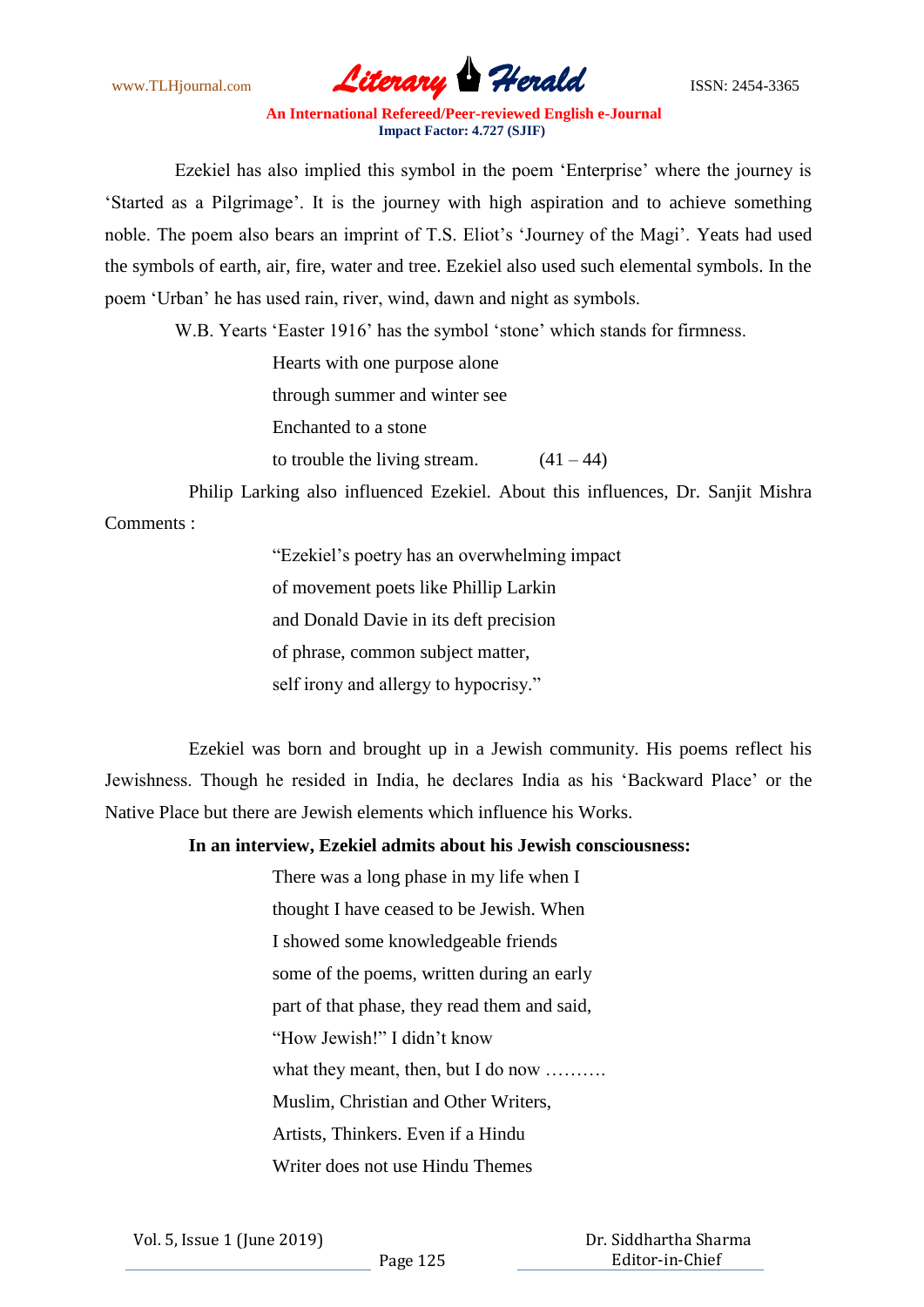Ezekiel has also implied this symbol in the poem 'Enterprise' where the journey is 'Started as a Pilgrimage'. It is the journey with high aspiration and to achieve something noble. The poem also bears an imprint of T.S. Eliot's 'Journey of the Magi'. Yeats had used the symbols of earth, air, fire, water and tree. Ezekiel also used such elemental symbols. In the poem 'Urban' he has used rain, river, wind, dawn and night as symbols.

W.B. Yearts 'Easter 1916' has the symbol 'stone' which stands for firmness.

> Hearts with one purpose alone
> through summer and winter see
> Enchanted to a stone
> to trouble the living stream. (41 – 44)

Philip Larking also influenced Ezekiel. About this influences, Dr. Sanjit Mishra Comments :

> "Ezekiel's poetry has an overwhelming impact
> of movement poets like Phillip Larkin
> and Donald Davie in its deft precision
> of phrase, common subject matter,
> self irony and allergy to hypocrisy."

Ezekiel was born and brought up in a Jewish community. His poems reflect his Jewishness. Though he resided in India, he declares India as his 'Backward Place' or the Native Place but there are Jewish elements which influence his Works.

**In an interview, Ezekiel admits about his Jewish consciousness:**

> There was a long phase in my life when I
> thought I have ceased to be Jewish. When
> I showed some knowledgeable friends
> some of the poems, written during an early
> part of that phase, they read them and said,
> "How Jewish!" I didn't know
> what they meant, then, but I do now ……….
> Muslim, Christian and Other Writers,
> Artists, Thinkers. Even if a Hindu
> Writer does not use Hindu Themes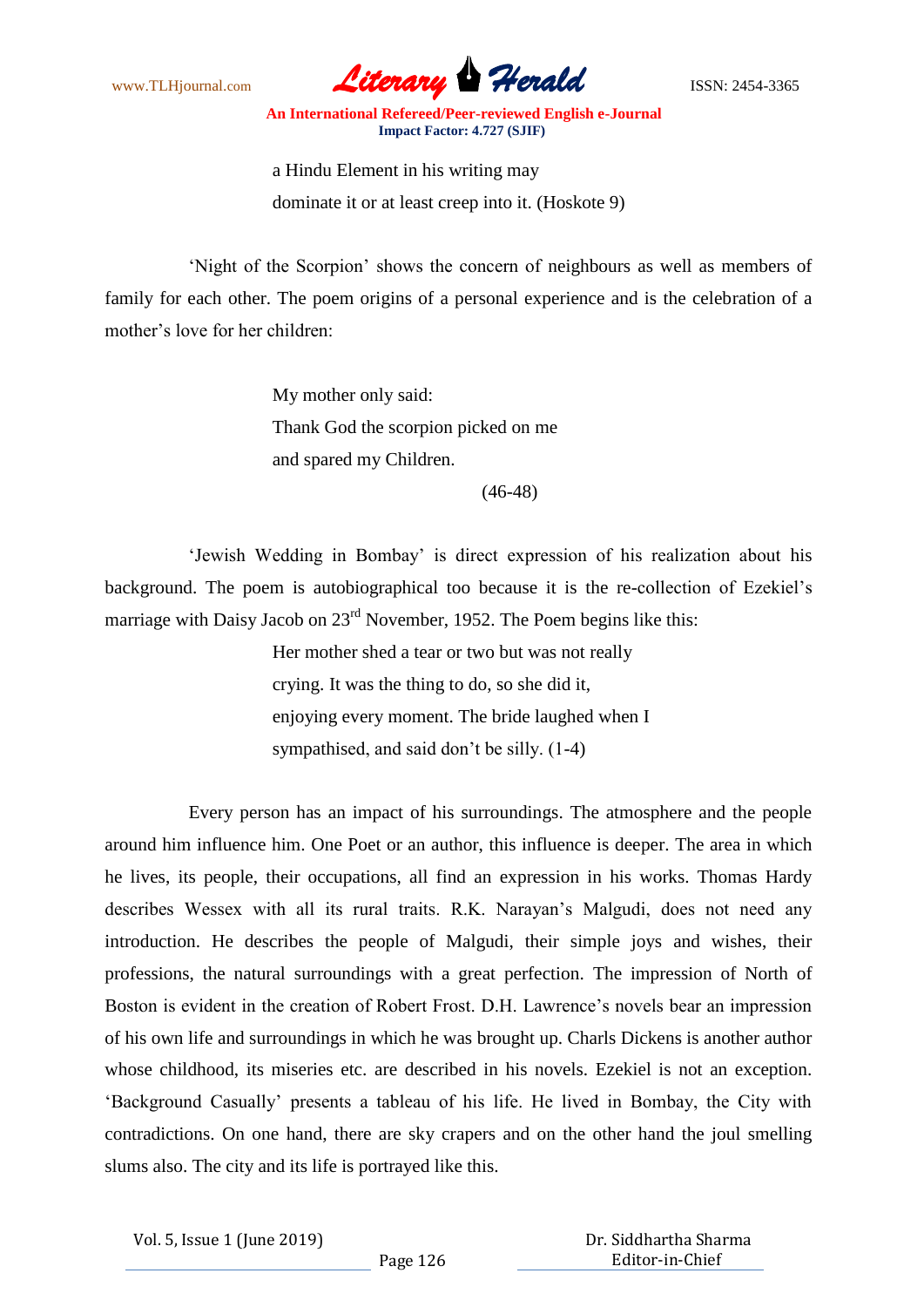> a Hindu Element in his writing may
> dominate it or at least creep into it. (Hoskote 9)

'Night of the Scorpion' shows the concern of neighbours as well as members of family for each other. The poem origins of a personal experience and is the celebration of a mother's love for her children:

> My mother only said:
> Thank God the scorpion picked on me
> and spared my Children.
>
> (46-48)

'Jewish Wedding in Bombay' is direct expression of his realization about his background. The poem is autobiographical too because it is the re-collection of Ezekiel's marriage with Daisy Jacob on 23rd November, 1952. The Poem begins like this:

> Her mother shed a tear or two but was not really
> crying. It was the thing to do, so she did it,
> enjoying every moment. The bride laughed when I
> sympathised, and said don't be silly. (1-4)

Every person has an impact of his surroundings. The atmosphere and the people around him influence him. One Poet or an author, this influence is deeper. The area in which he lives, its people, their occupations, all find an expression in his works. Thomas Hardy describes Wessex with all its rural traits. R.K. Narayan's Malgudi, does not need any introduction. He describes the people of Malgudi, their simple joys and wishes, their professions, the natural surroundings with a great perfection. The impression of North of Boston is evident in the creation of Robert Frost. D.H. Lawrence's novels bear an impression of his own life and surroundings in which he was brought up. Charls Dickens is another author whose childhood, its miseries etc. are described in his novels. Ezekiel is not an exception. 'Background Casually' presents a tableau of his life. He lived in Bombay, the City with contradictions. On one hand, there are sky crapers and on the other hand the joul smelling slums also. The city and its life is portrayed like this.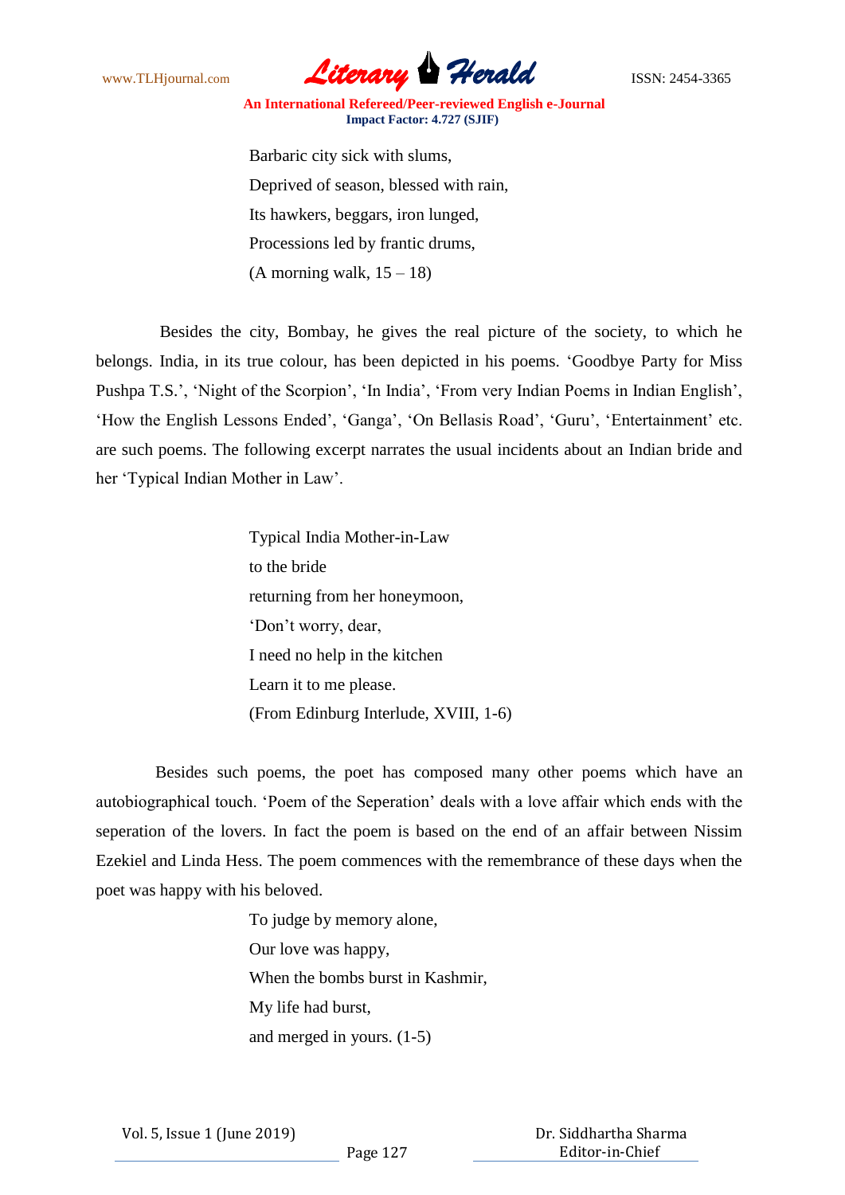Barbaric city sick with slums,  
Deprived of season, blessed with rain,  
Its hawkers, beggars, iron lunged,  
Processions led by frantic drums,  
(A morning walk, 15 – 18)

Besides the city, Bombay, he gives the real picture of the society, to which he belongs. India, in its true colour, has been depicted in his poems. 'Goodbye Party for Miss Pushpa T.S.', 'Night of the Scorpion', 'In India', 'From very Indian Poems in Indian English', 'How the English Lessons Ended', 'Ganga', 'On Bellasis Road', 'Guru', 'Entertainment' etc. are such poems. The following excerpt narrates the usual incidents about an Indian bride and her 'Typical Indian Mother in Law'.

Typical India Mother-in-Law  
to the bride  
returning from her honeymoon,  
'Don't worry, dear,  
I need no help in the kitchen  
Learn it to me please.  
(From Edinburg Interlude, XVIII, 1-6)

Besides such poems, the poet has composed many other poems which have an autobiographical touch. 'Poem of the Seperation' deals with a love affair which ends with the seperation of the lovers. In fact the poem is based on the end of an affair between Nissim Ezekiel and Linda Hess. The poem commences with the remembrance of these days when the poet was happy with his beloved.

To judge by memory alone,  
Our love was happy,  
When the bombs burst in Kashmir,  
My life had burst,  
and merged in yours. (1-5)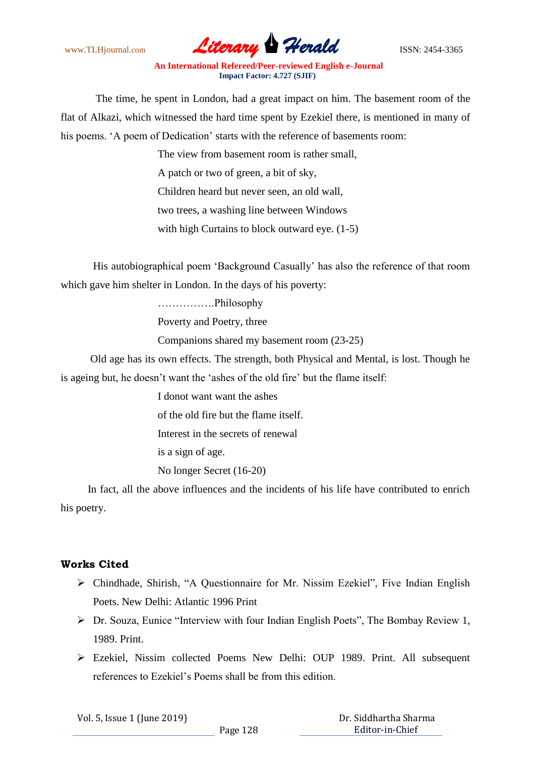The time, he spent in London, had a great impact on him. The basement room of the flat of Alkazi, which witnessed the hard time spent by Ezekiel there, is mentioned in many of his poems. 'A poem of Dedication' starts with the reference of basements room:

> The view from basement room is rather small,
> A patch or two of green, a bit of sky,
> Children heard but never seen, an old wall,
> two trees, a washing line between Windows
> with high Curtains to block outward eye. (1-5)

His autobiographical poem 'Background Casually' has also the reference of that room which gave him shelter in London. In the days of his poverty:

> …………….Philosophy
> Poverty and Poetry, three
> Companions shared my basement room (23-25)

Old age has its own effects. The strength, both Physical and Mental, is lost. Though he is ageing but, he doesn't want the 'ashes of the old fire' but the flame itself:

> I donot want want the ashes
> of the old fire but the flame itself.
> Interest in the secrets of renewal
> is a sign of age.
> No longer Secret (16-20)

In fact, all the above influences and the incidents of his life have contributed to enrich his poetry.

## Works Cited

- Chindhade, Shirish, "A Questionnaire for Mr. Nissim Ezekiel", Five Indian English Poets. New Delhi: Atlantic 1996 Print
- Dr. Souza, Eunice "Interview with four Indian English Poets", The Bombay Review 1, 1989. Print.
- Ezekiel, Nissim collected Poems New Delhi: OUP 1989. Print. All subsequent references to Ezekiel's Poems shall be from this edition.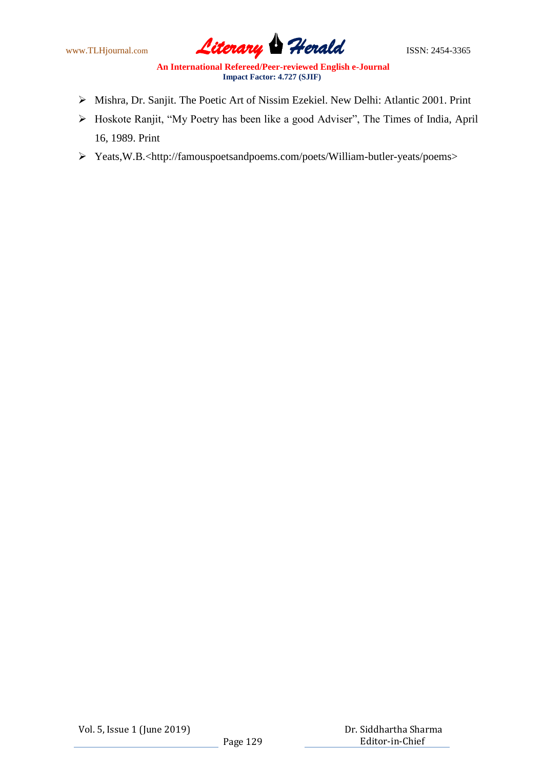- Mishra, Dr. Sanjit. The Poetic Art of Nissim Ezekiel. New Delhi: Atlantic 2001. Print
- Hoskote Ranjit, "My Poetry has been like a good Adviser", The Times of India, April 16, 1989. Print
- Yeats,W.B.<http://famouspoetsandpoems.com/poets/William-butler-yeats/poems>